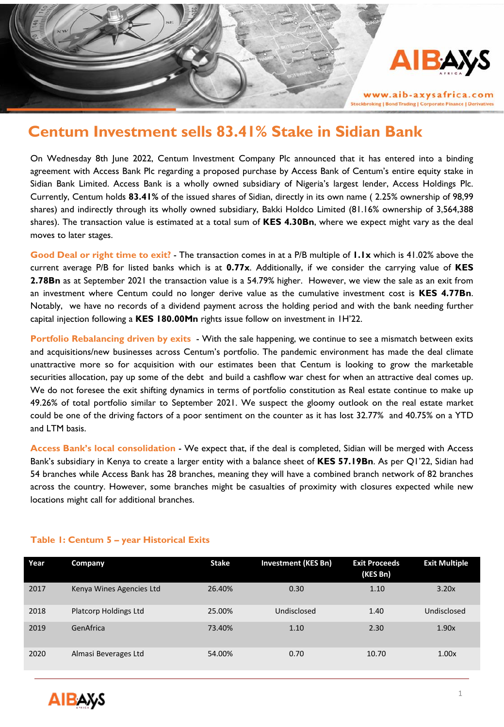# Centum Investment sells 83.41% Stake in Sidian Bank

On Wednesday 8th June 2022, Centum Investment Company Plc announced that it has entered into a binding agreement with Access Bank Plc regarding a proposed purchase by Access Bank of Centum's entire equity stake in Sidian Bank Limited. Access Bank is a wholly owned subsidiary of Nigeria's largest lender, Access Holdings Plc. Currently, Centum holds **83.41%** of the issued shares of Sidian, directly in its own name ( 2.25% ownership of 98,99 shares) and indirectly through its wholly owned subsidiary, Bakki Holdco Limited (81.16% ownership of 3,564,388 shares). The transaction value is estimated at a total sum of **KES 4.30Bn**, where we expect might vary as the deal moves to later stages.

**Good Deal or right time to exit?** - The transaction comes in at a P/B multiple of **1.1x** which is 41.02% above the current average P/B for listed banks which is at **0.77x**. Additionally, if we consider the carrying value of **KES 2.78Bn** as at September 2021 the transaction value is a 54.79% higher. However, we view the sale as an exit from an investment where Centum could no longer derive value as the cumulative investment cost is **KES 4.77Bn**. Notably, we have no records of a dividend payment across the holding period and with the bank needing further capital injection following a **KES 180.00Mn** rights issue follow on investment in 1H'22.

**Portfolio Rebalancing driven by exits** - With the sale happening, we continue to see a mismatch between exits and acquisitions/new businesses across Centum's portfolio. The pandemic environment has made the deal climate unattractive more so for acquisition with our estimates been that Centum is looking to grow the marketable securities allocation, pay up some of the debt and build a cashflow war chest for when an attractive deal comes up. We do not foresee the exit shifting dynamics in terms of portfolio constitution as Real estate continue to make up 49.26% of total portfolio similar to September 2021. We suspect the gloomy outlook on the real estate market could be one of the driving factors of a poor sentiment on the counter as it has lost 32.77% and 40.75% on a YTD and LTM basis.

**Access Bank's local consolidation** - We expect that, if the deal is completed, Sidian will be merged with Access Bank's subsidiary in Kenya to create a larger entity with a balance sheet of **KES 57.19Bn**. As per Q1'22, Sidian had 54 branches while Access Bank has 28 branches, meaning they will have a combined branch network of 82 branches across the country. However, some branches might be casualties of proximity with closures expected while new locations might call for additional branches.

**Table 1: Centum 5 – year Historical Exits**

| Year | Company | Stake | Investment (KES Bn) | Exit Proceeds (KES Bn) | Exit Multiple |
|---|---|---|---|---|---|
| 2017 | Kenya Wines Agencies Ltd | 26.40% | 0.30 | 1.10 | 3.20x |
| 2018 | Platcorp Holdings Ltd | 25.00% | Undisclosed | 1.40 | Undisclosed |
| 2019 | GenAfrica | 73.40% | 1.10 | 2.30 | 1.90x |
| 2020 | Almasi Beverages Ltd | 54.00% | 0.70 | 10.70 | 1.00x |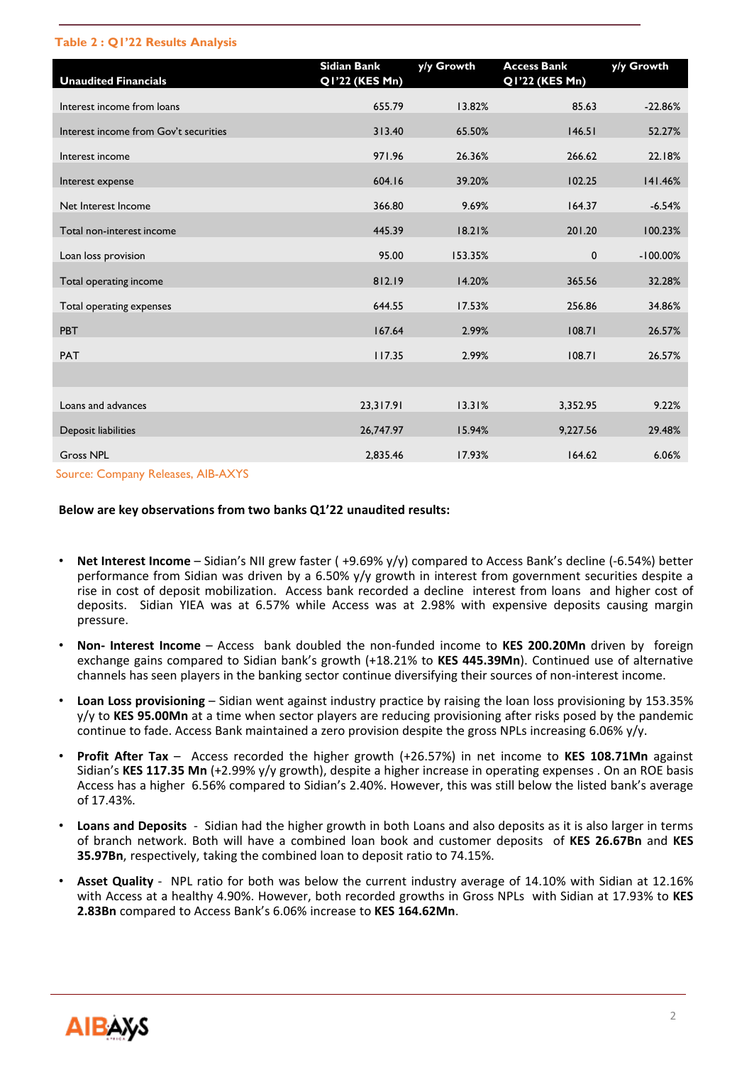**Table 2 : Q1'22 Results Analysis**

| Unaudited Financials | Sidian Bank Q1'22 (KES Mn) | y/y Growth | Access Bank Q1'22 (KES Mn) | y/y Growth |
|---|---|---|---|---|
| Interest income from loans | 655.79 | 13.82% | 85.63 | -22.86% |
| Interest income from Gov't securities | 313.40 | 65.50% | 146.51 | 52.27% |
| Interest income | 971.96 | 26.36% | 266.62 | 22.18% |
| Interest expense | 604.16 | 39.20% | 102.25 | 141.46% |
| Net Interest Income | 366.80 | 9.69% | 164.37 | -6.54% |
| Total non-interest income | 445.39 | 18.21% | 201.20 | 100.23% |
| Loan loss provision | 95.00 | 153.35% | 0 | -100.00% |
| Total operating income | 812.19 | 14.20% | 365.56 | 32.28% |
| Total operating expenses | 644.55 | 17.53% | 256.86 | 34.86% |
| PBT | 167.64 | 2.99% | 108.71 | 26.57% |
| PAT | 117.35 | 2.99% | 108.71 | 26.57% |
| | | | | |
| Loans and advances | 23,317.91 | 13.31% | 3,352.95 | 9.22% |
| Deposit liabilities | 26,747.97 | 15.94% | 9,227.56 | 29.48% |
| Gross NPL | 2,835.46 | 17.93% | 164.62 | 6.06% |

Source: Company Releases, AIB-AXYS

**Below are key observations from two banks Q1'22 unaudited results:**

- **Net Interest Income** – Sidian's NII grew faster ( +9.69% y/y) compared to Access Bank's decline (-6.54%) better performance from Sidian was driven by a 6.50% y/y growth in interest from government securities despite a rise in cost of deposit mobilization. Access bank recorded a decline interest from loans and higher cost of deposits. Sidian YIEA was at 6.57% while Access was at 2.98% with expensive deposits causing margin pressure.
- **Non- Interest Income** – Access bank doubled the non-funded income to **KES 200.20Mn** driven by foreign exchange gains compared to Sidian bank's growth (+18.21% to **KES 445.39Mn**). Continued use of alternative channels has seen players in the banking sector continue diversifying their sources of non-interest income.
- **Loan Loss provisioning** – Sidian went against industry practice by raising the loan loss provisioning by 153.35% y/y to **KES 95.00Mn** at a time when sector players are reducing provisioning after risks posed by the pandemic continue to fade. Access Bank maintained a zero provision despite the gross NPLs increasing 6.06% y/y.
- **Profit After Tax** – Access recorded the higher growth (+26.57%) in net income to **KES 108.71Mn** against Sidian's **KES 117.35 Mn** (+2.99% y/y growth), despite a higher increase in operating expenses . On an ROE basis Access has a higher 6.56% compared to Sidian's 2.40%. However, this was still below the listed bank's average of 17.43%.
- **Loans and Deposits** - Sidian had the higher growth in both Loans and also deposits as it is also larger in terms of branch network. Both will have a combined loan book and customer deposits of **KES 26.67Bn** and **KES 35.97Bn**, respectively, taking the combined loan to deposit ratio to 74.15%.
- **Asset Quality** - NPL ratio for both was below the current industry average of 14.10% with Sidian at 12.16% with Access at a healthy 4.90%. However, both recorded growths in Gross NPLs with Sidian at 17.93% to **KES 2.83Bn** compared to Access Bank's 6.06% increase to **KES 164.62Mn**.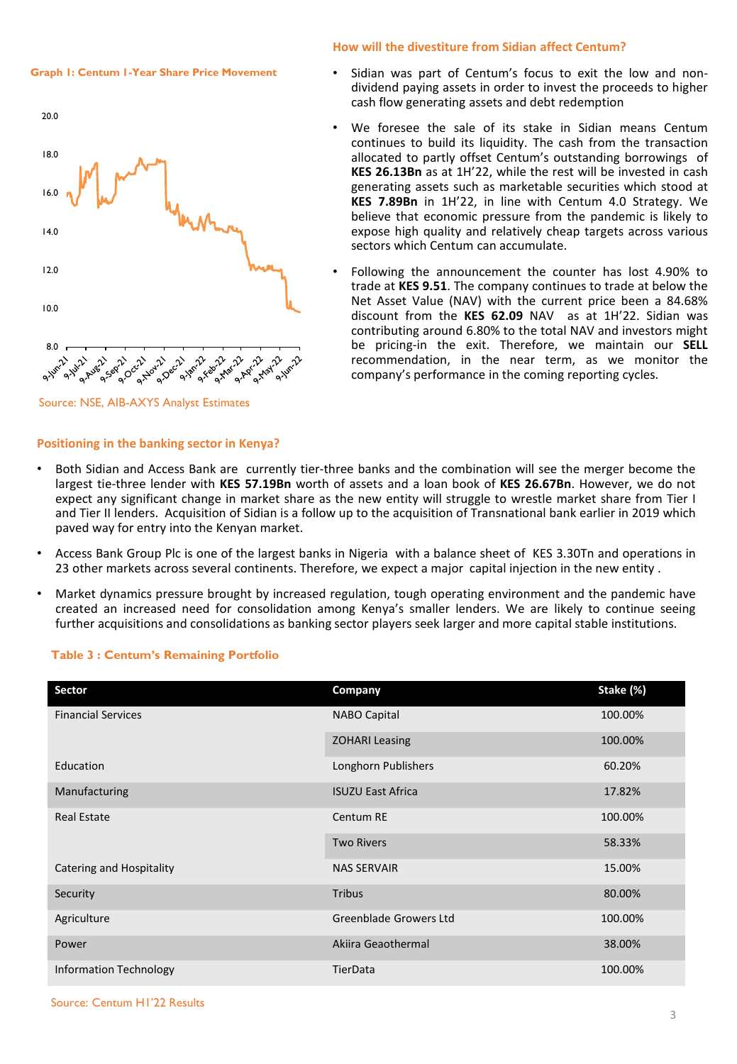**Graph 1: Centum 1-Year Share Price Movement**

Source: NSE, AIB-AXYS Analyst Estimates

**How will the divestiture from Sidian affect Centum?**

- Sidian was part of Centum's focus to exit the low and non-dividend paying assets in order to invest the proceeds to higher cash flow generating assets and debt redemption
- We foresee the sale of its stake in Sidian means Centum continues to build its liquidity. The cash from the transaction allocated to partly offset Centum's outstanding borrowings of **KES 26.13Bn** as at 1H'22, while the rest will be invested in cash generating assets such as marketable securities which stood at **KES 7.89Bn** in 1H'22, in line with Centum 4.0 Strategy. We believe that economic pressure from the pandemic is likely to expose high quality and relatively cheap targets across various sectors which Centum can accumulate.
- Following the announcement the counter has lost 4.90% to trade at **KES 9.51**. The company continues to trade at below the Net Asset Value (NAV) with the current price been a 84.68% discount from the **KES 62.09** NAV as at 1H'22. Sidian was contributing around 6.80% to the total NAV and investors might be pricing-in the exit. Therefore, we maintain our **SELL** recommendation, in the near term, as we monitor the company's performance in the coming reporting cycles.

**Positioning in the banking sector in Kenya?**

- Both Sidian and Access Bank are currently tier-three banks and the combination will see the merger become the largest tie-three lender with **KES 57.19Bn** worth of assets and a loan book of **KES 26.67Bn**. However, we do not expect any significant change in market share as the new entity will struggle to wrestle market share from Tier I and Tier II lenders. Acquisition of Sidian is a follow up to the acquisition of Transnational bank earlier in 2019 which paved way for entry into the Kenyan market.
- Access Bank Group Plc is one of the largest banks in Nigeria with a balance sheet of KES 3.30Tn and operations in 23 other markets across several continents. Therefore, we expect a major capital injection in the new entity .
- Market dynamics pressure brought by increased regulation, tough operating environment and the pandemic have created an increased need for consolidation among Kenya's smaller lenders. We are likely to continue seeing further acquisitions and consolidations as banking sector players seek larger and more capital stable institutions.

**Table 3 : Centum's Remaining Portfolio**

| Sector | Company | Stake (%) |
|---|---|---|
| Financial Services | NABO Capital | 100.00% |
| | ZOHARI Leasing | 100.00% |
| Education | Longhorn Publishers | 60.20% |
| Manufacturing | ISUZU East Africa | 17.82% |
| Real Estate | Centum RE | 100.00% |
| | Two Rivers | 58.33% |
| Catering and Hospitality | NAS SERVAIR | 15.00% |
| Security | Tribus | 80.00% |
| Agriculture | Greenblade Growers Ltd | 100.00% |
| Power | Akiira Geaothermal | 38.00% |
| Information Technology | TierData | 100.00% |

Source: Centum H1'22 Results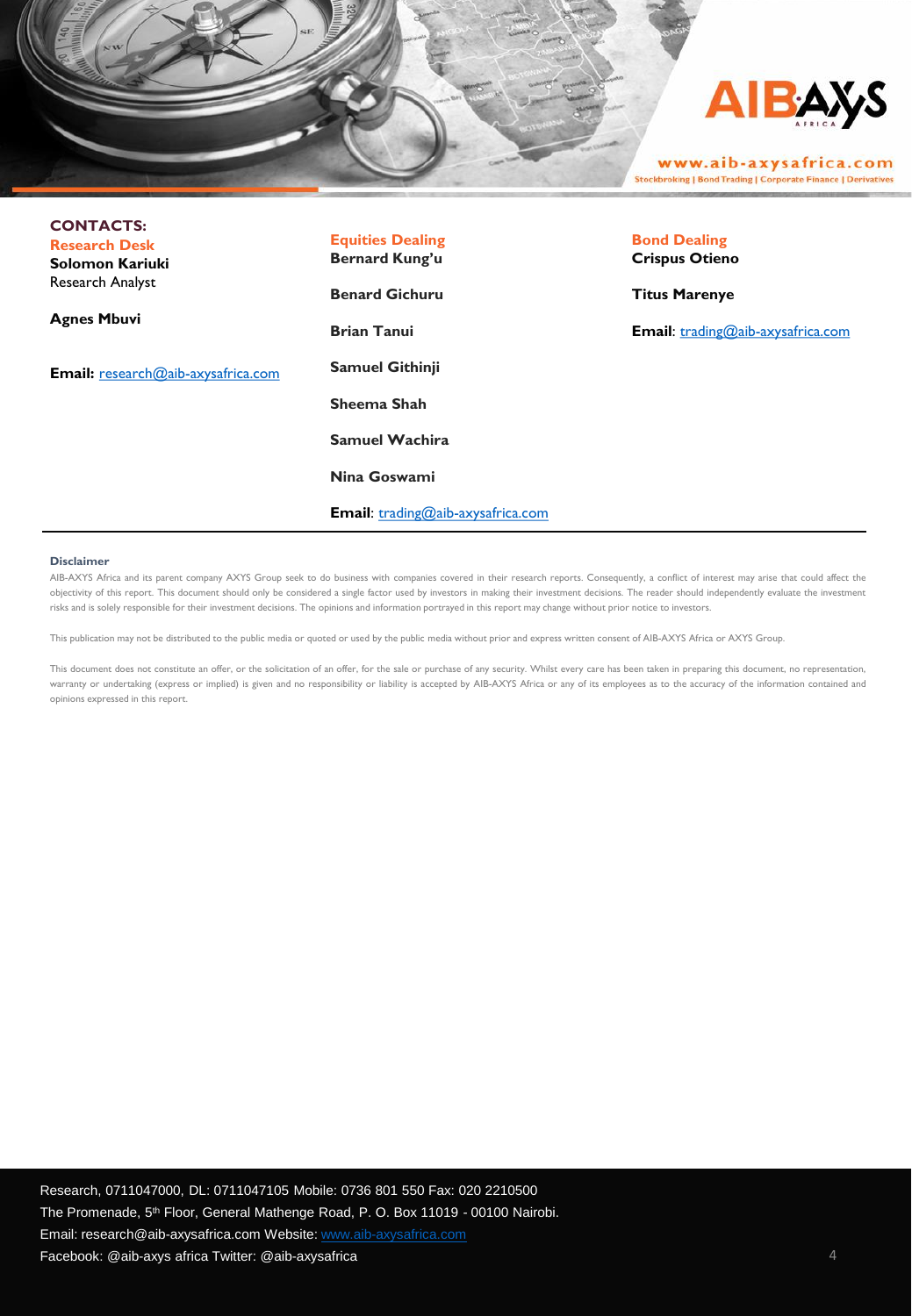www.aib-axysafrica.com

Stockbroking | Bond Trading | Corporate Finance | Derivatives

**CONTACTS:**

**Research Desk**

**Solomon Kariuki**
Research Analyst

**Agnes Mbuvi**

**Email:** research@aib-axysafrica.com

**Equities Dealing**

**Bernard Kung'u**

**Benard Gichuru**

**Brian Tanui**

**Samuel Githinji**

**Sheema Shah**

**Samuel Wachira**

**Nina Goswami**

**Email**: trading@aib-axysafrica.com

**Bond Dealing**

**Crispus Otieno**

**Titus Marenye**

**Email**: trading@aib-axysafrica.com

---

**Disclaimer**

AIB-AXYS Africa and its parent company AXYS Group seek to do business with companies covered in their research reports. Consequently, a conflict of interest may arise that could affect the objectivity of this report. This document should only be considered a single factor used by investors in making their investment decisions. The reader should independently evaluate the investment risks and is solely responsible for their investment decisions. The opinions and information portrayed in this report may change without prior notice to investors.

This publication may not be distributed to the public media or quoted or used by the public media without prior and express written consent of AIB-AXYS Africa or AXYS Group.

This document does not constitute an offer, or the solicitation of an offer, for the sale or purchase of any security. Whilst every care has been taken in preparing this document, no representation, warranty or undertaking (express or implied) is given and no responsibility or liability is accepted by AIB-AXYS Africa or any of its employees as to the accuracy of the information contained and opinions expressed in this report.

Research, 0711047000, DL: 0711047105 Mobile: 0736 801 550 Fax: 020 2210500
The Promenade, 5th Floor, General Mathenge Road, P. O. Box 11019 - 00100 Nairobi.
Email: research@aib-axysafrica.com Website: www.aib-axysafrica.com
Facebook: @aib-axys africa Twitter: @aib-axysafrica